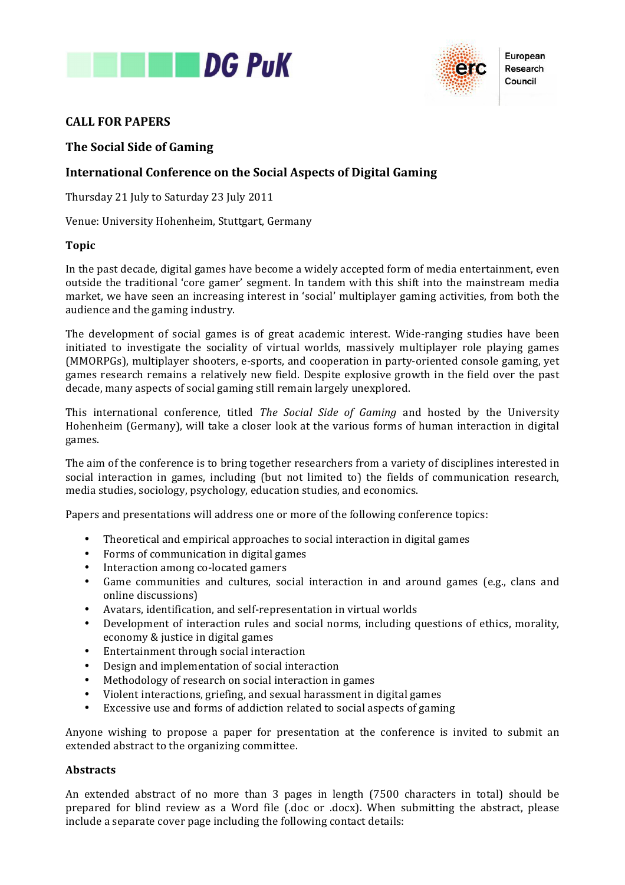DG PuK

European Research Council

# CALL FOR PAPERS

## The Social Side of Gaming

## International Conference on the Social Aspects of Digital Gaming

Thursday 21 July to Saturday 23 July 2011

Venue: University Hohenheim, Stuttgart, Germany

### Topic

In the past decade, digital games have become a widely accepted form of media entertainment, even outside the traditional 'core gamer' segment. In tandem with this shift into the mainstream media market, we have seen an increasing interest in 'social' multiplayer gaming activities, from both the audience and the gaming industry.

The development of social games is of great academic interest. Wide-ranging studies have been initiated to investigate the sociality of virtual worlds, massively multiplayer role playing games (MMORPGs), multiplayer shooters, e-sports, and cooperation in party-oriented console gaming, yet games research remains a relatively new field. Despite explosive growth in the field over the past decade, many aspects of social gaming still remain largely unexplored.

This international conference, titled *The Social Side of Gaming* and hosted by the University Hohenheim (Germany), will take a closer look at the various forms of human interaction in digital games.

The aim of the conference is to bring together researchers from a variety of disciplines interested in social interaction in games, including (but not limited to) the fields of communication research, media studies, sociology, psychology, education studies, and economics.

Papers and presentations will address one or more of the following conference topics:

- Theoretical and empirical approaches to social interaction in digital games
- Forms of communication in digital games
- Interaction among co-located gamers
- Game communities and cultures, social interaction in and around games (e.g., clans and online discussions)
- Avatars, identification, and self-representation in virtual worlds
- Development of interaction rules and social norms, including questions of ethics, morality, economy & justice in digital games
- Entertainment through social interaction
- Design and implementation of social interaction
- Methodology of research on social interaction in games
- Violent interactions, griefing, and sexual harassment in digital games
- Excessive use and forms of addiction related to social aspects of gaming

Anyone wishing to propose a paper for presentation at the conference is invited to submit an extended abstract to the organizing committee.

### Abstracts

An extended abstract of no more than 3 pages in length (7500 characters in total) should be prepared for blind review as a Word file (.doc or .docx). When submitting the abstract, please include a separate cover page including the following contact details: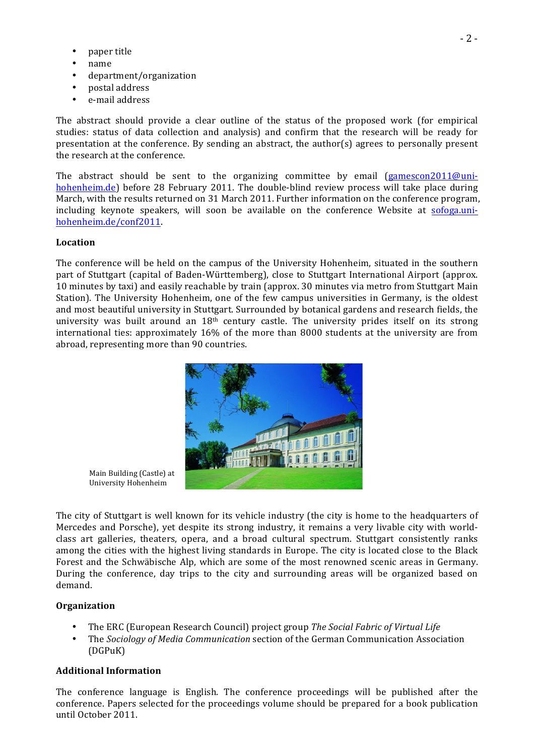- paper title
- name
- department/organization
- postal address
- e-mail address

The abstract should provide a clear outline of the status of the proposed work (for empirical studies: status of data collection and analysis) and confirm that the research will be ready for presentation at the conference. By sending an abstract, the author(s) agrees to personally present the research at the conference.

The abstract should be sent to the organizing committee by email (gamescon2011@uni-hohenheim.de) before 28 February 2011. The double-blind review process will take place during March, with the results returned on 31 March 2011. Further information on the conference program, including keynote speakers, will soon be available on the conference Website at sofoga.uni-hohenheim.de/conf2011.

**Location**

The conference will be held on the campus of the University Hohenheim, situated in the southern part of Stuttgart (capital of Baden-Württemberg), close to Stuttgart International Airport (approx. 10 minutes by taxi) and easily reachable by train (approx. 30 minutes via metro from Stuttgart Main Station). The University Hohenheim, one of the few campus universities in Germany, is the oldest and most beautiful university in Stuttgart. Surrounded by botanical gardens and research fields, the university was built around an 18th century castle. The university prides itself on its strong international ties: approximately 16% of the more than 8000 students at the university are from abroad, representing more than 90 countries.

Main Building (Castle) at University Hohenheim

The city of Stuttgart is well known for its vehicle industry (the city is home to the headquarters of Mercedes and Porsche), yet despite its strong industry, it remains a very livable city with world-class art galleries, theaters, opera, and a broad cultural spectrum. Stuttgart consistently ranks among the cities with the highest living standards in Europe. The city is located close to the Black Forest and the Schwäbische Alp, which are some of the most renowned scenic areas in Germany. During the conference, day trips to the city and surrounding areas will be organized based on demand.

**Organization**

- The ERC (European Research Council) project group *The Social Fabric of Virtual Life*
- The *Sociology of Media Communication* section of the German Communication Association (DGPuK)

**Additional Information**

The conference language is English. The conference proceedings will be published after the conference. Papers selected for the proceedings volume should be prepared for a book publication until October 2011.